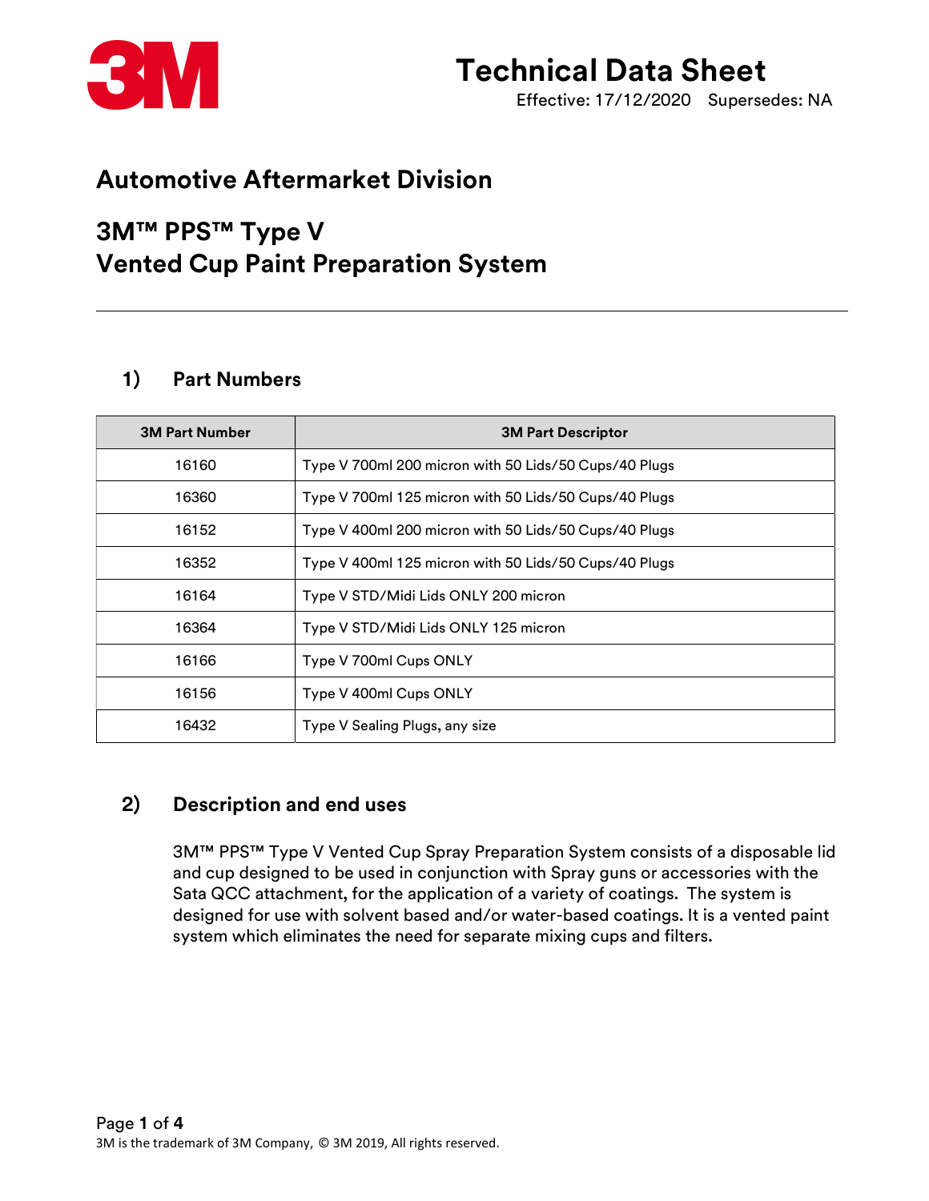# Technical Data Sheet

Effective: 17/12/2020    Supersedes: NA

## Automotive Aftermarket Division

## 3M™ PPS™ Type V
## Vented Cup Paint Preparation System

---

### 1) Part Numbers

| 3M Part Number | 3M Part Descriptor |
|---|---|
| 16160 | Type V 700ml 200 micron with 50 Lids/50 Cups/40 Plugs |
| 16360 | Type V 700ml 125 micron with 50 Lids/50 Cups/40 Plugs |
| 16152 | Type V 400ml 200 micron with 50 Lids/50 Cups/40 Plugs |
| 16352 | Type V 400ml 125 micron with 50 Lids/50 Cups/40 Plugs |
| 16164 | Type V STD/Midi Lids ONLY 200 micron |
| 16364 | Type V STD/Midi Lids ONLY 125 micron |
| 16166 | Type V 700ml Cups ONLY |
| 16156 | Type V 400ml Cups ONLY |
| 16432 | Type V Sealing Plugs, any size |

### 2) Description and end uses

3M™ PPS™ Type V Vented Cup Spray Preparation System consists of a disposable lid and cup designed to be used in conjunction with Spray guns or accessories with the Sata QCC attachment, for the application of a variety of coatings. The system is designed for use with solvent based and/or water-based coatings. It is a vented paint system which eliminates the need for separate mixing cups and filters.

3M is the trademark of 3M Company, © 3M 2019, All rights reserved.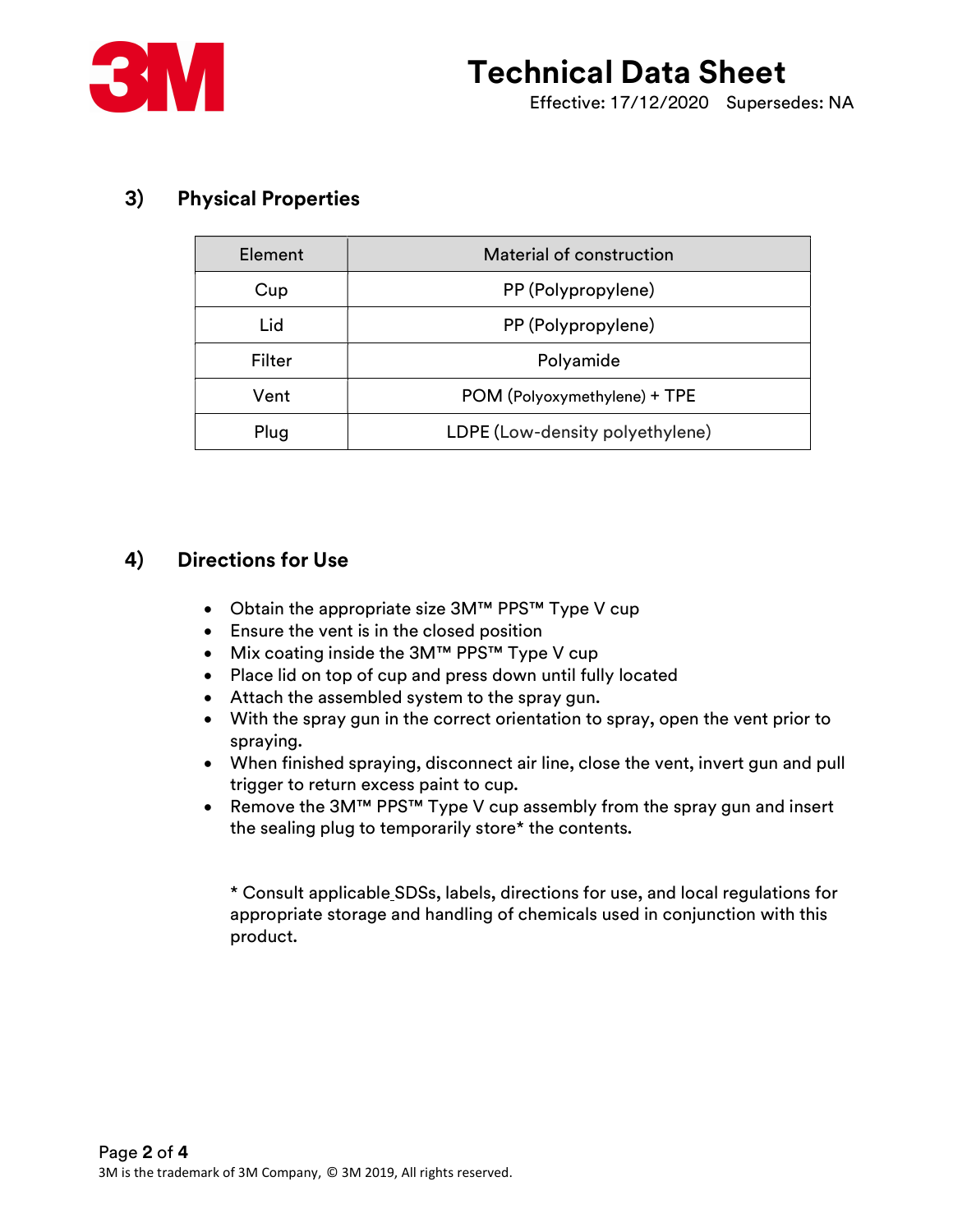## 3) Physical Properties

| Element | Material of construction |
|---|---|
| Cup | PP (Polypropylene) |
| Lid | PP (Polypropylene) |
| Filter | Polyamide |
| Vent | POM (Polyoxymethylene) + TPE |
| Plug | LDPE (Low-density polyethylene) |

## 4) Directions for Use

- Obtain the appropriate size 3M™ PPS™ Type V cup
- Ensure the vent is in the closed position
- Mix coating inside the 3M™ PPS™ Type V cup
- Place lid on top of cup and press down until fully located
- Attach the assembled system to the spray gun.
- With the spray gun in the correct orientation to spray, open the vent prior to spraying.
- When finished spraying, disconnect air line, close the vent, invert gun and pull trigger to return excess paint to cup.
- Remove the 3M™ PPS™ Type V cup assembly from the spray gun and insert the sealing plug to temporarily store* the contents.

* Consult applicable SDSs, labels, directions for use, and local regulations for appropriate storage and handling of chemicals used in conjunction with this product.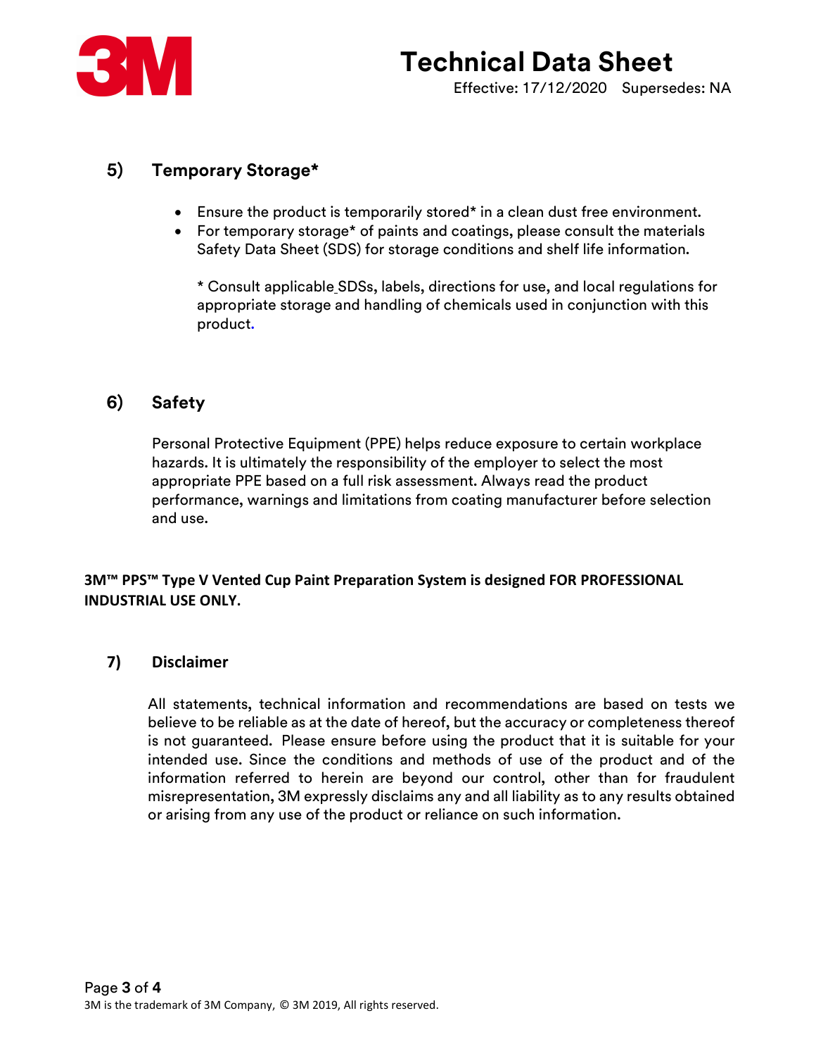## 5) Temporary Storage*

- Ensure the product is temporarily stored* in a clean dust free environment.
- For temporary storage* of paints and coatings, please consult the materials Safety Data Sheet (SDS) for storage conditions and shelf life information.

  * Consult applicable SDSs, labels, directions for use, and local regulations for appropriate storage and handling of chemicals used in conjunction with this product.

## 6) Safety

Personal Protective Equipment (PPE) helps reduce exposure to certain workplace hazards. It is ultimately the responsibility of the employer to select the most appropriate PPE based on a full risk assessment. Always read the product performance, warnings and limitations from coating manufacturer before selection and use.

**3M™ PPS™ Type V Vented Cup Paint Preparation System is designed FOR PROFESSIONAL INDUSTRIAL USE ONLY.**

## 7) Disclaimer

All statements, technical information and recommendations are based on tests we believe to be reliable as at the date of hereof, but the accuracy or completeness thereof is not guaranteed. Please ensure before using the product that it is suitable for your intended use. Since the conditions and methods of use of the product and of the information referred to herein are beyond our control, other than for fraudulent misrepresentation, 3M expressly disclaims any and all liability as to any results obtained or arising from any use of the product or reliance on such information.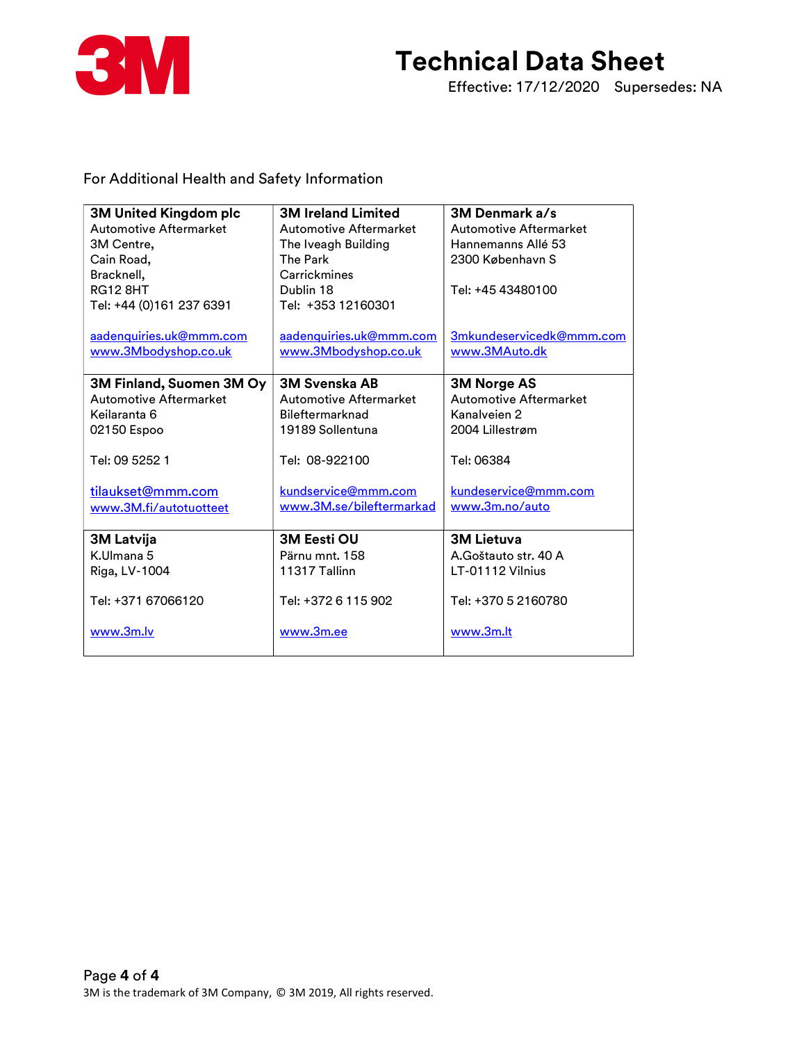For Additional Health and Safety Information

| | | |
|---|---|---|
| **3M United Kingdom plc**<br>Automotive Aftermarket<br>3M Centre,<br>Cain Road,<br>Bracknell,<br>RG12 8HT<br>Tel: +44 (0)161 237 6391<br><br>aadenquiries.uk@mmm.com<br>www.3Mbodyshop.co.uk | **3M Ireland Limited**<br>Automotive Aftermarket<br>The Iveagh Building<br>The Park<br>Carrickmines<br>Dublin 18<br>Tel: +353 12160301<br><br>aadenquiries.uk@mmm.com<br>www.3Mbodyshop.co.uk | **3M Denmark a/s**<br>Automotive Aftermarket<br>Hannemanns Allé 53<br>2300 København S<br><br>Tel: +45 43480100<br><br>3mkundeservicedk@mmm.com<br>www.3MAuto.dk |
| **3M Finland, Suomen 3M Oy**<br>Automotive Aftermarket<br>Keilaranta 6<br>02150 Espoo<br><br>Tel: 09 5252 1<br><br>tilaukset@mmm.com<br>www.3M.fi/autotuotteet | **3M Svenska AB**<br>Automotive Aftermarket<br>Bileftermarknad<br>19189 Sollentuna<br><br>Tel: 08-922100<br><br>kundservice@mmm.com<br>www.3M.se/bileftermarkad | **3M Norge AS**<br>Automotive Aftermarket<br>Kanalveien 2<br>2004 Lillestrøm<br><br>Tel: 06384<br><br>kundeservice@mmm.com<br>www.3m.no/auto |
| **3M Latvija**<br>K.Ulmana 5<br>Riga, LV-1004<br><br>Tel: +371 67066120<br><br>www.3m.lv | **3M Eesti OU**<br>Pärnu mnt. 158<br>11317 Tallinn<br><br>Tel: +372 6 115 902<br><br>www.3m.ee | **3M Lietuva**<br>A.Goštauto str. 40 A<br>LT-01112 Vilnius<br><br>Tel: +370 5 2160780<br><br>www.3m.lt |

3M is the trademark of 3M Company, © 3M 2019, All rights reserved.